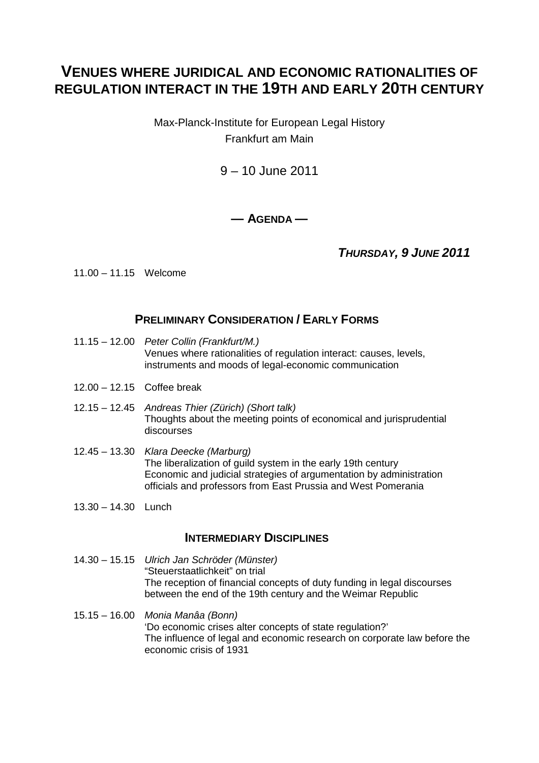# VENUES WHERE JURIDICAL AND ECONOMIC RATIONALITIES OF REGULATION INTERACT IN THE 19TH AND EARLY 20TH CENTURY

Max-Planck-Institute for European Legal History
Frankfurt am Main

9 – 10 June 2011

## — AGENDA —

### *THURSDAY, 9 JUNE 2011*

11.00 – 11.15 Welcome

### PRELIMINARY CONSIDERATION / EARLY FORMS

11.15 – 12.00 *Peter Collin (Frankfurt/M.)*
Venues where rationalities of regulation interact: causes, levels, instruments and moods of legal-economic communication

12.00 – 12.15 Coffee break

12.15 – 12.45 *Andreas Thier (Zürich) (Short talk)*
Thoughts about the meeting points of economical and jurisprudential discourses

12.45 – 13.30 *Klara Deecke (Marburg)*
The liberalization of guild system in the early 19th century
Economic and judicial strategies of argumentation by administration officials and professors from East Prussia and West Pomerania

13.30 – 14.30 Lunch

### INTERMEDIARY DISCIPLINES

14.30 – 15.15 *Ulrich Jan Schröder (Münster)*
"Steuerstaatlichkeit" on trial
The reception of financial concepts of duty funding in legal discourses between the end of the 19th century and the Weimar Republic

15.15 – 16.00 *Monia Manâa (Bonn)*
'Do economic crises alter concepts of state regulation?'
The influence of legal and economic research on corporate law before the economic crisis of 1931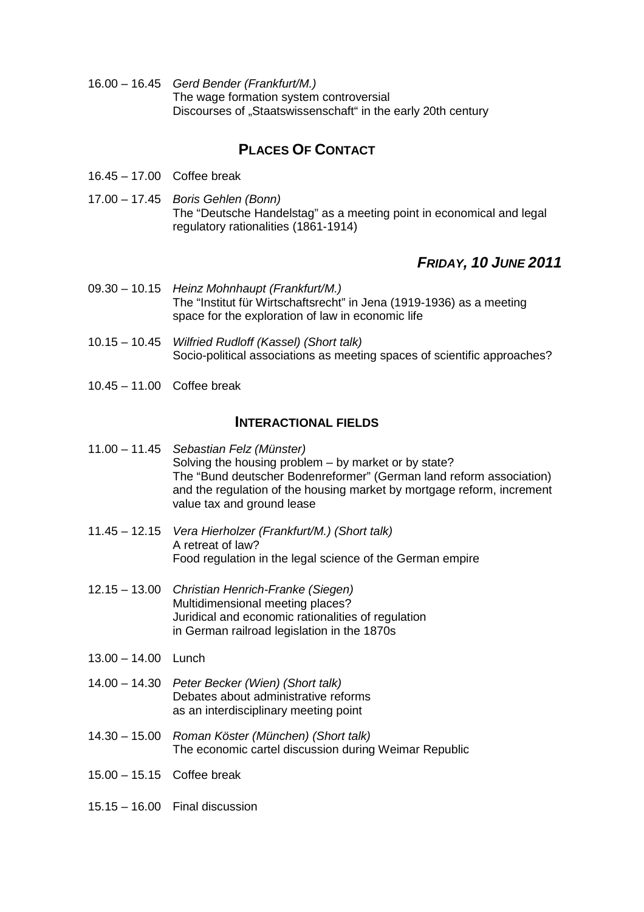16.00 – 16.45 *Gerd Bender (Frankfurt/M.)*
The wage formation system controversial
Discourses of „Staatswissenschaft" in the early 20th century

## PLACES OF CONTACT

16.45 – 17.00 Coffee break

17.00 – 17.45 *Boris Gehlen (Bonn)*
The "Deutsche Handelstag" as a meeting point in economical and legal regulatory rationalities (1861-1914)

## *FRIDAY, 10 JUNE 2011*

09.30 – 10.15 *Heinz Mohnhaupt (Frankfurt/M.)*
The "Institut für Wirtschaftsrecht" in Jena (1919-1936) as a meeting space for the exploration of law in economic life

10.15 – 10.45 *Wilfried Rudloff (Kassel) (Short talk)*
Socio-political associations as meeting spaces of scientific approaches?

10.45 – 11.00 Coffee break

### INTERACTIONAL FIELDS

11.00 – 11.45 *Sebastian Felz (Münster)*
Solving the housing problem – by market or by state?
The "Bund deutscher Bodenreformer" (German land reform association) and the regulation of the housing market by mortgage reform, increment value tax and ground lease

11.45 – 12.15 *Vera Hierholzer (Frankfurt/M.) (Short talk)*
A retreat of law?
Food regulation in the legal science of the German empire

12.15 – 13.00 *Christian Henrich-Franke (Siegen)*
Multidimensional meeting places?
Juridical and economic rationalities of regulation
in German railroad legislation in the 1870s

13.00 – 14.00 Lunch

14.00 – 14.30 *Peter Becker (Wien) (Short talk)*
Debates about administrative reforms
as an interdisciplinary meeting point

14.30 – 15.00 *Roman Köster (München) (Short talk)*
The economic cartel discussion during Weimar Republic

15.00 – 15.15 Coffee break

15.15 – 16.00 Final discussion